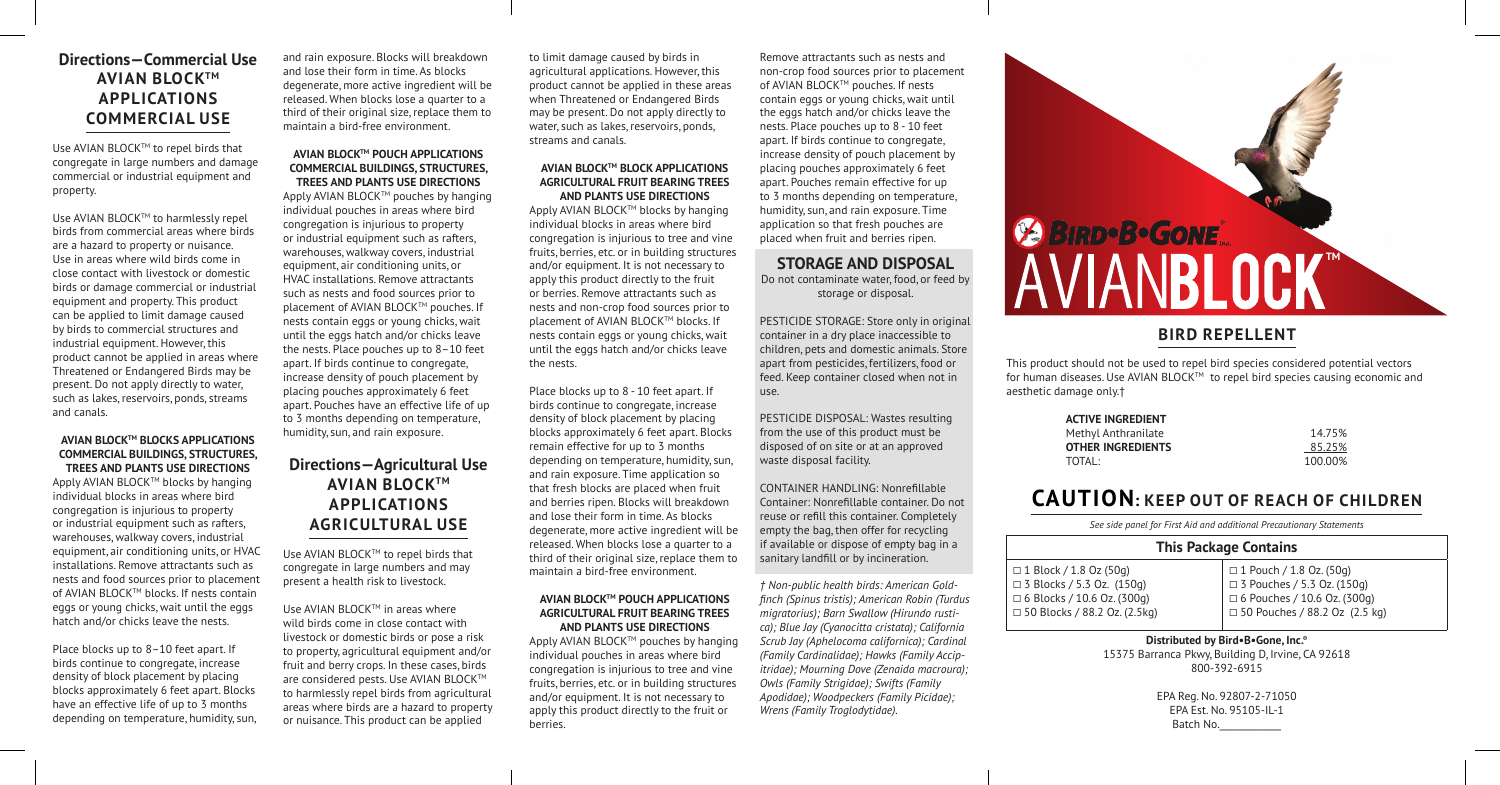## Directions—Commercial Use

### AVIAN BLOCK™ APPLICATIONS COMMERCIAL USE

Use AVIAN BLOCK™ to repel birds that congregate in large numbers and damage commercial or industrial equipment and property.

Use AVIAN BLOCK™ to harmlessly repel birds from commercial areas where birds are a hazard to property or nuisance. Use in areas where wild birds come in close contact with livestock or domestic birds or damage commercial or industrial equipment and property. This product can be applied to limit damage caused by birds to commercial structures and industrial equipment. However, this product cannot be applied in areas where Threatened or Endangered Birds may be present. Do not apply directly to water, such as lakes, reservoirs, ponds, streams and canals.

**AVIAN BLOCK™ BLOCKS APPLICATIONS COMMERCIAL BUILDINGS, STRUCTURES, TREES AND PLANTS USE DIRECTIONS**

Apply AVIAN BLOCK™ blocks by hanging individual blocks in areas where bird congregation is injurious to property or industrial equipment such as rafters, warehouses, walkway covers, industrial equipment, air conditioning units, or HVAC installations. Remove attractants such as nests and food sources prior to placement of AVIAN BLOCK™ blocks. If nests contain eggs or young chicks, wait until the eggs hatch and/or chicks leave the nests.

Place blocks up to 8–10 feet apart. If birds continue to congregate, increase density of block placement by placing blocks approximately 6 feet apart. Blocks have an effective life of up to 3 months depending on temperature, humidity, sun, and rain exposure. Blocks will breakdown and lose their form in time. As blocks degenerate, more active ingredient will be released. When blocks lose a quarter to a third of their original size, replace them to maintain a bird-free environment.

**AVIAN BLOCK™ POUCH APPLICATIONS COMMERCIAL BUILDINGS, STRUCTURES, TREES AND PLANTS USE DIRECTIONS**

Apply AVIAN BLOCK™ pouches by hanging individual pouches in areas where bird congregation is injurious to property or industrial equipment such as rafters, warehouses, walkway covers, industrial equipment, air conditioning units, or HVAC installations. Remove attractants such as nests and food sources prior to placement of AVIAN BLOCK™ pouches. If nests contain eggs or young chicks, wait until the eggs hatch and/or chicks leave the nests. Place pouches up to 8–10 feet apart. If birds continue to congregate, increase density of pouch placement by placing pouches approximately 6 feet apart. Pouches have an effective life of up to 3 months depending on temperature, humidity, sun, and rain exposure.

## Directions—Agricultural Use

### AVIAN BLOCK™ APPLICATIONS AGRICULTURAL USE

Use AVIAN BLOCK™ to repel birds that congregate in large numbers and may present a health risk to livestock.

Use AVIAN BLOCK™ in areas where wild birds come in close contact with livestock or domestic birds or pose a risk to property, agricultural equipment and/or fruit and berry crops. In these cases, birds are considered pests. Use AVIAN BLOCK™ to harmlessly repel birds from agricultural areas where birds are a hazard to property or nuisance. This product can be applied to limit damage caused by birds in agricultural applications. However, this product cannot be applied in these areas when Threatened or Endangered Birds may be present. Do not apply directly to water, such as lakes, reservoirs, ponds, streams and canals.

**AVIAN BLOCK™ BLOCK APPLICATIONS AGRICULTURAL FRUIT BEARING TREES AND PLANTS USE DIRECTIONS**

Apply AVIAN BLOCK™ blocks by hanging individual blocks in areas where bird congregation is injurious to tree and vine fruits, berries, etc. or in building structures and/or equipment. It is not necessary to apply this product directly to the fruit or berries. Remove attractants such as nests and non-crop food sources prior to placement of AVIAN BLOCK™ blocks. If nests contain eggs or young chicks, wait until the eggs hatch and/or chicks leave the nests.

Place blocks up to 8 - 10 feet apart. If birds continue to congregate, increase density of block placement by placing blocks approximately 6 feet apart. Blocks remain effective for up to 3 months depending on temperature, humidity, sun, and rain exposure. Time application so that fresh blocks are placed when fruit and berries ripen. Blocks will breakdown and lose their form in time. As blocks degenerate, more active ingredient will be released. When blocks lose a quarter to a third of their original size, replace them to maintain a bird-free environment.

**AVIAN BLOCK™ POUCH APPLICATIONS AGRICULTURAL FRUIT BEARING TREES AND PLANTS USE DIRECTIONS**

Apply AVIAN BLOCK™ pouches by hanging individual pouches in areas where bird congregation is injurious to tree and vine fruits, berries, etc. or in building structures and/or equipment. It is not necessary to apply this product directly to the fruit or berries. Remove attractants such as nests and non-crop food sources prior to placement of AVIAN BLOCK™ pouches. If nests contain eggs or young chicks, wait until the eggs hatch and/or chicks leave the nests. Place pouches up to 8 - 10 feet apart. If birds continue to congregate, increase density of pouch placement by placing pouches approximately 6 feet apart. Pouches remain effective for up to 3 months depending on temperature, humidity, sun, and rain exposure. Time application so that fresh pouches are placed when fruit and berries ripen.

## STORAGE AND DISPOSAL

Do not contaminate water, food, or feed by storage or disposal.

PESTICIDE STORAGE: Store only in original container in a dry place inaccessible to children, pets and domestic animals. Store apart from pesticides, fertilizers, food or feed. Keep container closed when not in use.

PESTICIDE DISPOSAL: Wastes resulting from the use of this product must be disposed of on site or at an approved waste disposal facility.

CONTAINER HANDLING: Nonrefillable Container: Nonrefillable container. Do not reuse or refill this container. Completely empty the bag, then offer for recycling if available or dispose of empty bag in a sanitary landfill or by incineration.

*† Non-public health birds: American Goldfinch (Spinus tristis); American Robin (Turdus migratorius); Barn Swallow (Hirundo rustica); Blue Jay (Cyanocitta cristata); California Scrub Jay (Aphelocoma californica); Cardinal (Family Cardinalidae); Hawks (Family Accipitridae); Mourning Dove (Zenaida macroura); Owls (Family Strigidae); Swifts (Family Apodidae); Woodpeckers (Family Picidae); Wrens (Family Troglodytidae).*

# BIRD•B•GONE Inc. AVIANBLOCK™

## BIRD REPELLENT

This product should not be used to repel bird species considered potential vectors for human diseases. Use AVIAN BLOCK™ to repel bird species causing economic and aesthetic damage only.†

| | |
|---|---|
| **ACTIVE INGREDIENT** | |
| Methyl Anthranilate | 14.75% |
| **OTHER INGREDIENTS** | 85.25% |
| TOTAL: | 100.00% |

## CAUTION: KEEP OUT OF REACH OF CHILDREN

*See side panel for First Aid and additional Precautionary Statements*

| This Package Contains | |
|---|---|
| ☐ 1 Block / 1.8 Oz (50g) | ☐ 1 Pouch / 1.8 Oz. (50g) |
| ☐ 3 Blocks / 5.3 Oz. (150g) | ☐ 3 Pouches / 5.3 Oz. (150g) |
| ☐ 6 Blocks / 10.6 Oz. (300g) | ☐ 6 Pouches / 10.6 Oz. (300g) |
| ☐ 50 Blocks / 88.2 Oz. (2.5kg) | ☐ 50 Pouches / 88.2 Oz (2.5 kg) |

**Distributed by Bird•B•Gone, Inc.®**
15375 Barranca Pkwy, Building D, Irvine, CA 92618
800-392-6915

EPA Reg. No. 92807-2-71050
EPA Est. No. 95105-IL-1
Batch No.___________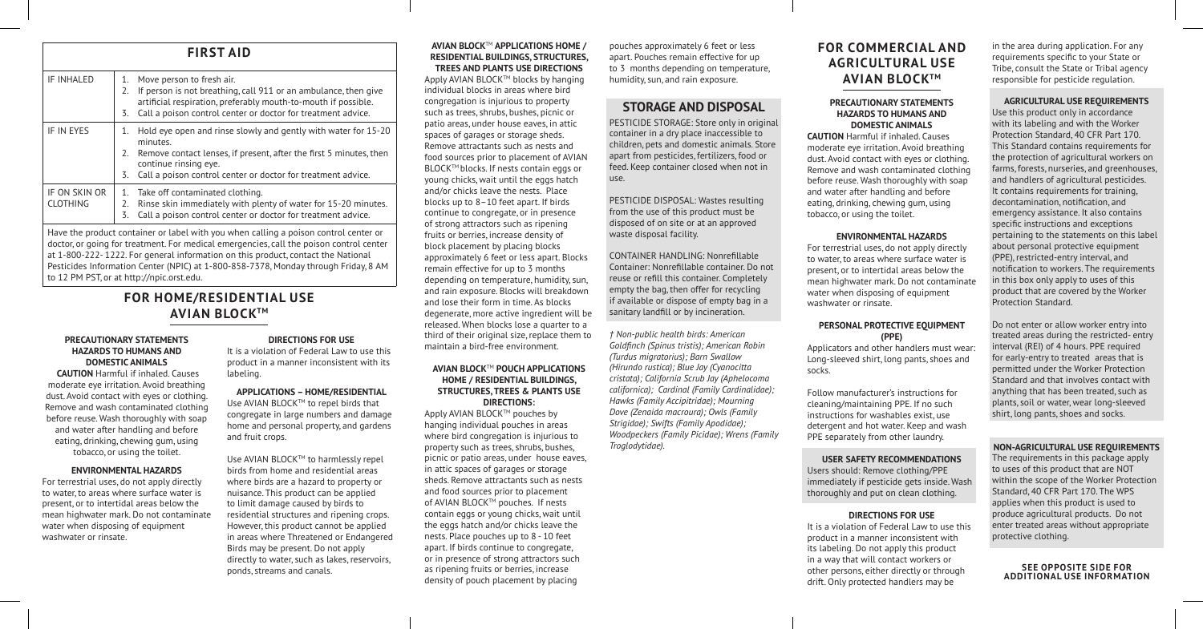## FIRST AID

| | |
|---|---|
| IF INHALED | 1. Move person to fresh air.<br>2. If person is not breathing, call 911 or an ambulance, then give artificial respiration, preferably mouth-to-mouth if possible.<br>3. Call a poison control center or doctor for treatment advice. |
| IF IN EYES | 1. Hold eye open and rinse slowly and gently with water for 15-20 minutes.<br>2. Remove contact lenses, if present, after the first 5 minutes, then continue rinsing eye.<br>3. Call a poison control center or doctor for treatment advice. |
| IF ON SKIN OR CLOTHING | 1. Take off contaminated clothing.<br>2. Rinse skin immediately with plenty of water for 15-20 minutes.<br>3. Call a poison control center or doctor for treatment advice. |

Have the product container or label with you when calling a poison control center or doctor, or going for treatment. For medical emergencies, call the poison control center at 1-800-222- 1222. For general information on this product, contact the National Pesticides Information Center (NPIC) at 1-800-858-7378, Monday through Friday, 8 AM to 12 PM PST, or at http://npic.orst.edu.

## FOR HOME/RESIDENTIAL USE AVIAN BLOCK™

### PRECAUTIONARY STATEMENTS HAZARDS TO HUMANS AND DOMESTIC ANIMALS

**CAUTION** Harmful if inhaled. Causes moderate eye irritation. Avoid breathing dust. Avoid contact with eyes or clothing. Remove and wash contaminated clothing before reuse. Wash thoroughly with soap and water after handling and before eating, drinking, chewing gum, using tobacco, or using the toilet.

### ENVIRONMENTAL HAZARDS

For terrestrial uses, do not apply directly to water, to areas where surface water is present, or to intertidal areas below the mean highwater mark. Do not contaminate water when disposing of equipment washwater or rinsate.

### DIRECTIONS FOR USE

It is a violation of Federal Law to use this product in a manner inconsistent with its labeling.

### APPLICATIONS – HOME/RESIDENTIAL

Use AVIAN BLOCK™ to repel birds that congregate in large numbers and damage home and personal property, and gardens and fruit crops.

Use AVIAN BLOCK™ to harmlessly repel birds from home and residential areas where birds are a hazard to property or nuisance. This product can be applied to limit damage caused by birds to residential structures and ripening crops. However, this product cannot be applied in areas where Threatened or Endangered Birds may be present. Do not apply directly to water, such as lakes, reservoirs, ponds, streams and canals.

### AVIAN BLOCK™ APPLICATIONS HOME / RESIDENTIAL BUILDINGS, STRUCTURES, TREES AND PLANTS USE DIRECTIONS

Apply AVIAN BLOCK™ blocks by hanging individual blocks in areas where bird congregation is injurious to property such as trees, shrubs, bushes, picnic or patio areas, under house eaves, in attic spaces of garages or storage sheds. Remove attractants such as nests and food sources prior to placement of AVIAN BLOCK™ blocks. If nests contain eggs or young chicks, wait until the eggs hatch and/or chicks leave the nests. Place blocks up to 8–10 feet apart. If birds continue to congregate, or in presence of strong attractors such as ripening fruits or berries, increase density of block placement by placing blocks approximately 6 feet or less apart. Blocks remain effective for up to 3 months depending on temperature, humidity, sun, and rain exposure. Blocks will breakdown and lose their form in time. As blocks degenerate, more active ingredient will be released. When blocks lose a quarter to a third of their original size, replace them to maintain a bird-free environment.

### AVIAN BLOCK™ POUCH APPLICATIONS HOME / RESIDENTIAL BUILDINGS, STRUCTURES, TREES & PLANTS USE DIRECTIONS:

Apply AVIAN BLOCK™ pouches by hanging individual pouches in areas where bird congregation is injurious to property such as trees, shrubs, bushes, picnic or patio areas, under house eaves, in attic spaces of garages or storage sheds. Remove attractants such as nests and food sources prior to placement of AVIAN BLOCK™ pouches. If nests contain eggs or young chicks, wait until the eggs hatch and/or chicks leave the nests. Place pouches up to 8 - 10 feet apart. If birds continue to congregate, or in presence of strong attractors such as ripening fruits or berries, increase density of pouch placement by placing pouches approximately 6 feet or less apart. Pouches remain effective for up to 3 months depending on temperature, humidity, sun, and rain exposure.

## STORAGE AND DISPOSAL

PESTICIDE STORAGE: Store only in original container in a dry place inaccessible to children, pets and domestic animals. Store apart from pesticides, fertilizers, food or feed. Keep container closed when not in use.

PESTICIDE DISPOSAL: Wastes resulting from the use of this product must be disposed of on site or at an approved waste disposal facility.

CONTAINER HANDLING: Nonrefillable Container: Nonrefillable container. Do not reuse or refill this container. Completely empty the bag, then offer for recycling if available or dispose of empty bag in a sanitary landfill or by incineration.

*† Non-public health birds: American Goldfinch (Spinus tristis); American Robin (Turdus migratorius); Barn Swallow (Hirundo rustica); Blue Jay (Cyanocitta cristata); California Scrub Jay (Aphelocoma californica); Cardinal (Family Cardinalidae); Hawks (Family Accipitridae); Mourning Dove (Zenaida macroura); Owls (Family Strigidae); Swifts (Family Apodidae); Woodpeckers (Family Picidae); Wrens (Family Troglodytidae).*

## FOR COMMERCIAL AND AGRICULTURAL USE AVIAN BLOCK™

### PRECAUTIONARY STATEMENTS HAZARDS TO HUMANS AND DOMESTIC ANIMALS

**CAUTION** Harmful if inhaled. Causes moderate eye irritation. Avoid breathing dust. Avoid contact with eyes or clothing. Remove and wash contaminated clothing before reuse. Wash thoroughly with soap and water after handling and before eating, drinking, chewing gum, using tobacco, or using the toilet.

### ENVIRONMENTAL HAZARDS

For terrestrial uses, do not apply directly to water, to areas where surface water is present, or to intertidal areas below the mean highwater mark. Do not contaminate water when disposing of equipment washwater or rinsate.

### PERSONAL PROTECTIVE EQUIPMENT (PPE)

Applicators and other handlers must wear: Long-sleeved shirt, long pants, shoes and socks.

Follow manufacturer's instructions for cleaning/maintaining PPE. If no such instructions for washables exist, use detergent and hot water. Keep and wash PPE separately from other laundry.

### USER SAFETY RECOMMENDATIONS

Users should: Remove clothing/PPE immediately if pesticide gets inside. Wash thoroughly and put on clean clothing.

### DIRECTIONS FOR USE

It is a violation of Federal Law to use this product in a manner inconsistent with its labeling. Do not apply this product in a way that will contact workers or other persons, either directly or through drift. Only protected handlers may be in the area during application. For any requirements specific to your State or Tribe, consult the State or Tribal agency responsible for pesticide regulation.

### AGRICULTURAL USE REQUIREMENTS

Use this product only in accordance with its labeling and with the Worker Protection Standard, 40 CFR Part 170. This Standard contains requirements for the protection of agricultural workers on farms, forests, nurseries, and greenhouses, and handlers of agricultural pesticides. It contains requirements for training, decontamination, notification, and emergency assistance. It also contains specific instructions and exceptions pertaining to the statements on this label about personal protective equipment (PPE), restricted-entry interval, and notification to workers. The requirements in this box only apply to uses of this product that are covered by the Worker Protection Standard.

Do not enter or allow worker entry into treated areas during the restricted- entry interval (REI) of 4 hours. PPE required for early-entry to treated areas that is permitted under the Worker Protection Standard and that involves contact with anything that has been treated, such as plants, soil or water, wear long-sleeved shirt, long pants, shoes and socks.

### NON-AGRICULTURAL USE REQUIREMENTS

The requirements in this package apply to uses of this product that are NOT within the scope of the Worker Protection Standard, 40 CFR Part 170. The WPS applies when this product is used to produce agricultural products. Do not enter treated areas without appropriate protective clothing.

**SEE OPPOSITE SIDE FOR ADDITIONAL USE INFORMATION**